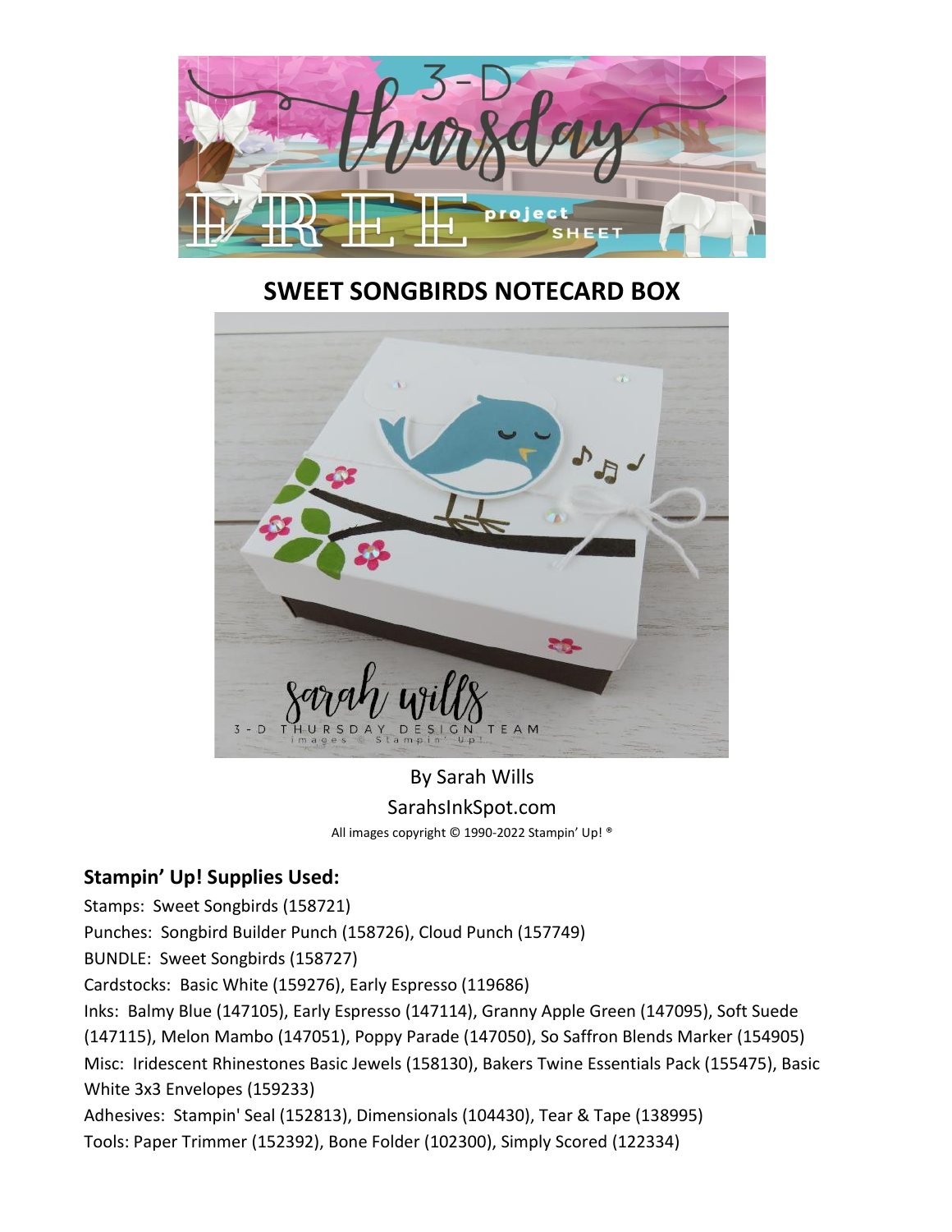# SWEET SONGBIRDS NOTECARD BOX

By Sarah Wills

SarahsInkSpot.com

All images copyright © 1990-2022 Stampin' Up! ®

## Stampin' Up! Supplies Used:

Stamps: Sweet Songbirds (158721)
Punches: Songbird Builder Punch (158726), Cloud Punch (157749)
BUNDLE: Sweet Songbirds (158727)
Cardstocks: Basic White (159276), Early Espresso (119686)
Inks: Balmy Blue (147105), Early Espresso (147114), Granny Apple Green (147095), Soft Suede (147115), Melon Mambo (147051), Poppy Parade (147050), So Saffron Blends Marker (154905)
Misc: Iridescent Rhinestones Basic Jewels (158130), Bakers Twine Essentials Pack (155475), Basic White 3x3 Envelopes (159233)
Adhesives: Stampin' Seal (152813), Dimensionals (104430), Tear & Tape (138995)
Tools: Paper Trimmer (152392), Bone Folder (102300), Simply Scored (122334)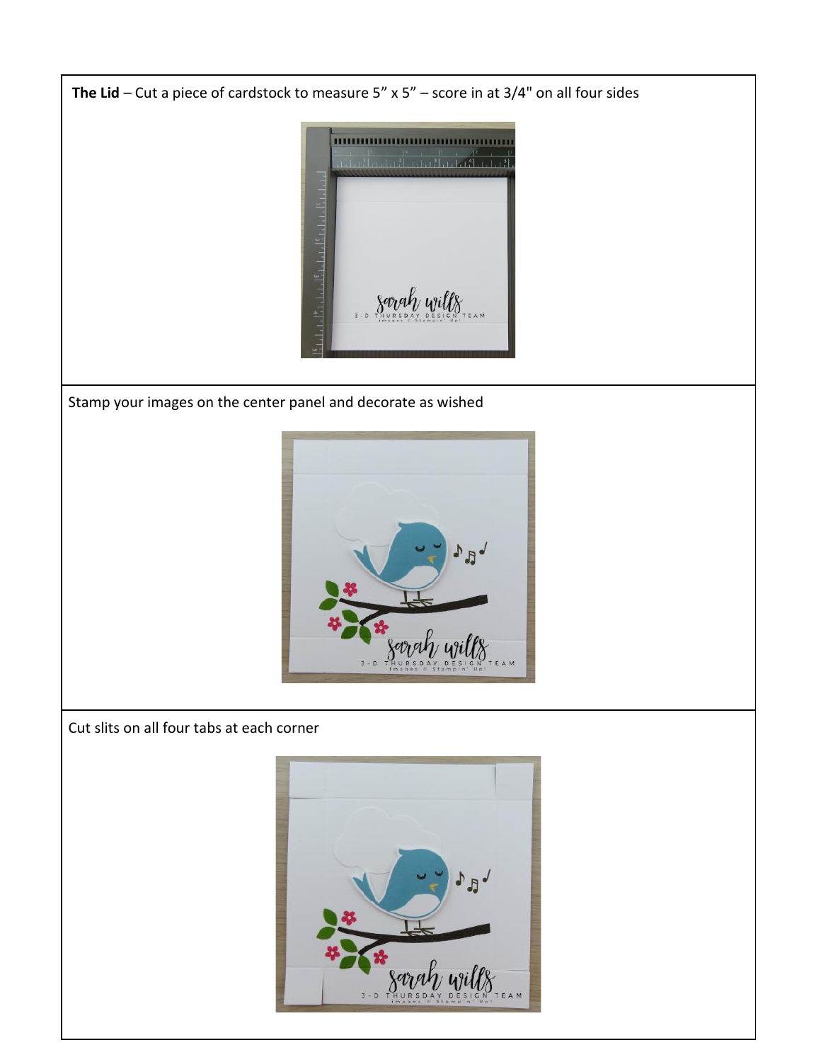**The Lid** – Cut a piece of cardstock to measure 5" x 5" – score in at 3/4" on all four sides

Stamp your images on the center panel and decorate as wished

Cut slits on all four tabs at each corner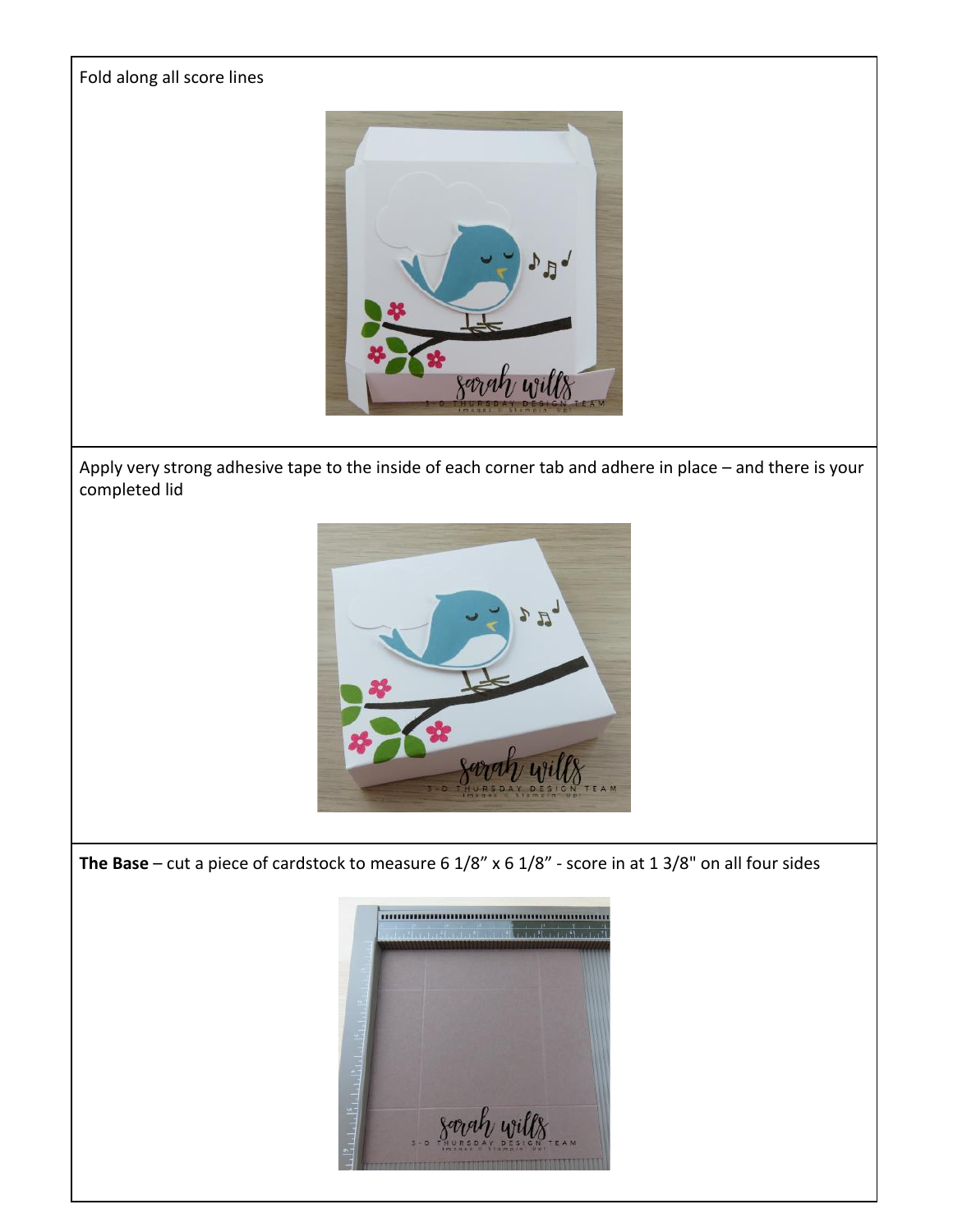Fold along all score lines

Apply very strong adhesive tape to the inside of each corner tab and adhere in place – and there is your completed lid

**The Base** – cut a piece of cardstock to measure 6 1/8" x 6 1/8" - score in at 1 3/8" on all four sides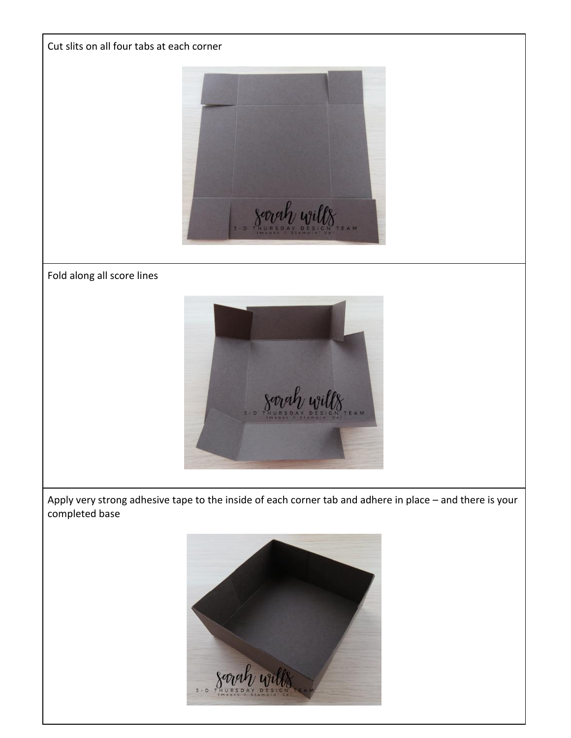Cut slits on all four tabs at each corner

Fold along all score lines

Apply very strong adhesive tape to the inside of each corner tab and adhere in place – and there is your completed base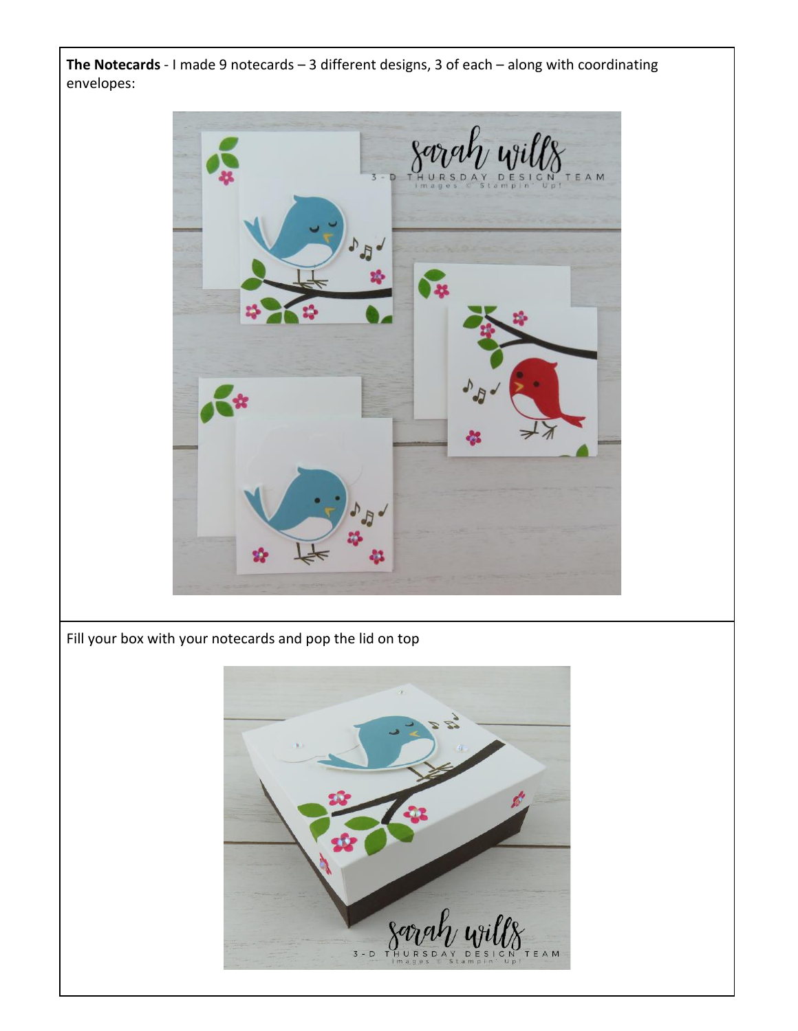**The Notecards** - I made 9 notecards – 3 different designs, 3 of each – along with coordinating envelopes:

Fill your box with your notecards and pop the lid on top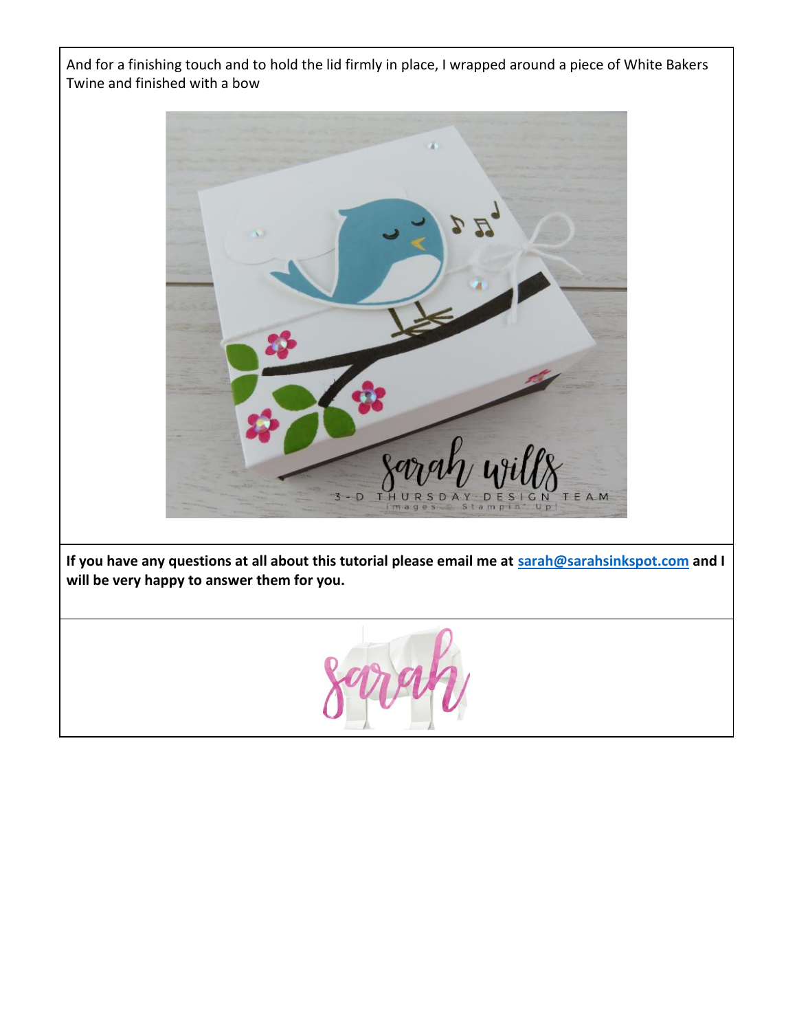And for a finishing touch and to hold the lid firmly in place, I wrapped around a piece of White Bakers Twine and finished with a bow

**If you have any questions at all about this tutorial please email me at [sarah@sarahsinkspot.com](mailto:sarah@sarahsinkspot.com) and I will be very happy to answer them for you.**